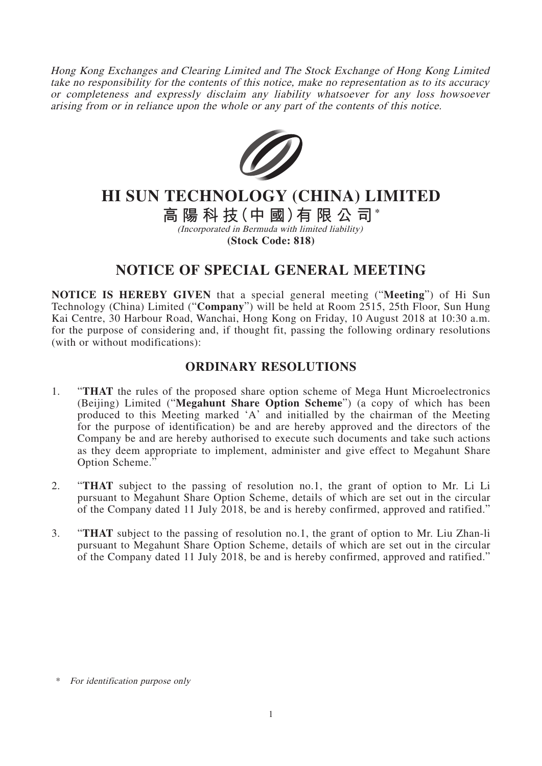*Hong Kong Exchanges and Clearing Limited and The Stock Exchange of Hong Kong Limited take no responsibility for the contents of this notice, make no representation as to its accuracy or completeness and expressly disclaim any liability whatsoever for any loss howsoever arising from or in reliance upon the whole or any part of the contents of this notice.*

# HI SUN TECHNOLOGY (CHINA) LIMITED

# 高陽科技(中國)有限公司*

*(Incorporated in Bermuda with limited liability)*

**(Stock Code: 818)**

## NOTICE OF SPECIAL GENERAL MEETING

**NOTICE IS HEREBY GIVEN** that a special general meeting ("**Meeting**") of Hi Sun Technology (China) Limited ("**Company**") will be held at Room 2515, 25th Floor, Sun Hung Kai Centre, 30 Harbour Road, Wanchai, Hong Kong on Friday, 10 August 2018 at 10:30 a.m. for the purpose of considering and, if thought fit, passing the following ordinary resolutions (with or without modifications):

## ORDINARY RESOLUTIONS

1. "**THAT** the rules of the proposed share option scheme of Mega Hunt Microelectronics (Beijing) Limited ("**Megahunt Share Option Scheme**") (a copy of which has been produced to this Meeting marked 'A' and initialled by the chairman of the Meeting for the purpose of identification) be and are hereby approved and the directors of the Company be and are hereby authorised to execute such documents and take such actions as they deem appropriate to implement, administer and give effect to Megahunt Share Option Scheme."

2. "**THAT** subject to the passing of resolution no.1, the grant of option to Mr. Li Li pursuant to Megahunt Share Option Scheme, details of which are set out in the circular of the Company dated 11 July 2018, be and is hereby confirmed, approved and ratified."

3. "**THAT** subject to the passing of resolution no.1, the grant of option to Mr. Liu Zhan-li pursuant to Megahunt Share Option Scheme, details of which are set out in the circular of the Company dated 11 July 2018, be and is hereby confirmed, approved and ratified."

\* *For identification purpose only*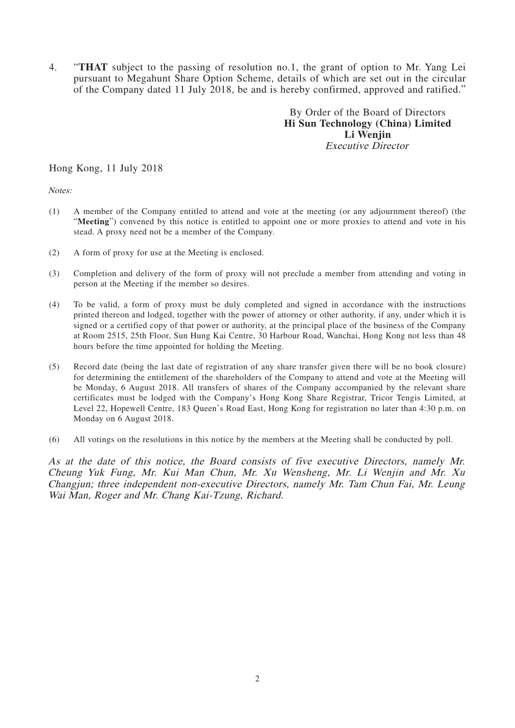4. "**THAT** subject to the passing of resolution no.1, the grant of option to Mr. Yang Lei pursuant to Megahunt Share Option Scheme, details of which are set out in the circular of the Company dated 11 July 2018, be and is hereby confirmed, approved and ratified."

By Order of the Board of Directors
**Hi Sun Technology (China) Limited**
**Li Wenjin**
*Executive Director*

Hong Kong, 11 July 2018

*Notes:*

(1) A member of the Company entitled to attend and vote at the meeting (or any adjournment thereof) (the "**Meeting**") convened by this notice is entitled to appoint one or more proxies to attend and vote in his stead. A proxy need not be a member of the Company.

(2) A form of proxy for use at the Meeting is enclosed.

(3) Completion and delivery of the form of proxy will not preclude a member from attending and voting in person at the Meeting if the member so desires.

(4) To be valid, a form of proxy must be duly completed and signed in accordance with the instructions printed thereon and lodged, together with the power of attorney or other authority, if any, under which it is signed or a certified copy of that power or authority, at the principal place of the business of the Company at Room 2515, 25th Floor, Sun Hung Kai Centre, 30 Harbour Road, Wanchai, Hong Kong not less than 48 hours before the time appointed for holding the Meeting.

(5) Record date (being the last date of registration of any share transfer given there will be no book closure) for determining the entitlement of the shareholders of the Company to attend and vote at the Meeting will be Monday, 6 August 2018. All transfers of shares of the Company accompanied by the relevant share certificates must be lodged with the Company's Hong Kong Share Registrar, Tricor Tengis Limited, at Level 22, Hopewell Centre, 183 Queen's Road East, Hong Kong for registration no later than 4:30 p.m. on Monday on 6 August 2018.

(6) All votings on the resolutions in this notice by the members at the Meeting shall be conducted by poll.

*As at the date of this notice, the Board consists of five executive Directors, namely Mr. Cheung Yuk Fung, Mr. Kui Man Chun, Mr. Xu Wensheng, Mr. Li Wenjin and Mr. Xu Changjun; three independent non-executive Directors, namely Mr. Tam Chun Fai, Mr. Leung Wai Man, Roger and Mr. Chang Kai-Tzung, Richard.*